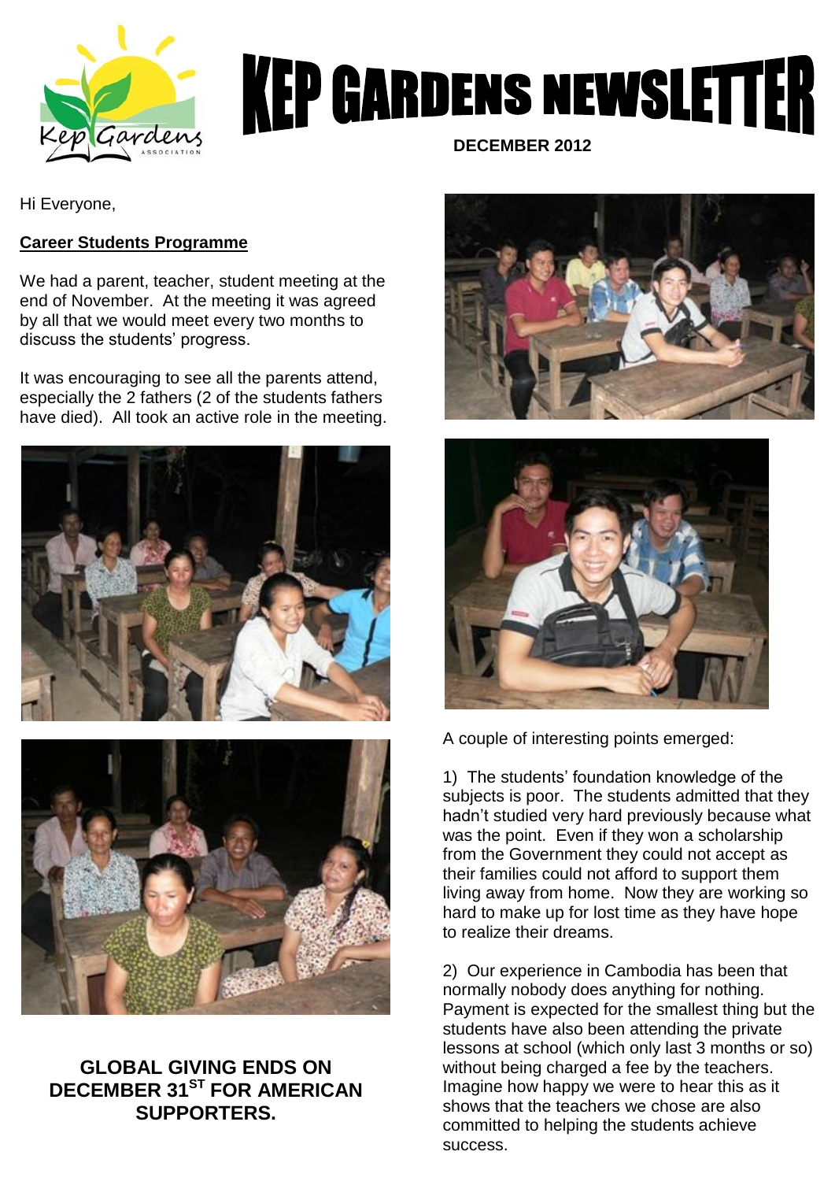# KEP GARDENS NEWSLETTER

**DECEMBER 2012**

Hi Everyone,

**Career Students Programme**

We had a parent, teacher, student meeting at the end of November. At the meeting it was agreed by all that we would meet every two months to discuss the students' progress.

It was encouraging to see all the parents attend, especially the 2 fathers (2 of the students fathers have died). All took an active role in the meeting.

**GLOBAL GIVING ENDS ON DECEMBER 31ST FOR AMERICAN SUPPORTERS.**

A couple of interesting points emerged:

1) The students' foundation knowledge of the subjects is poor. The students admitted that they hadn't studied very hard previously because what was the point. Even if they won a scholarship from the Government they could not accept as their families could not afford to support them living away from home. Now they are working so hard to make up for lost time as they have hope to realize their dreams.

2) Our experience in Cambodia has been that normally nobody does anything for nothing. Payment is expected for the smallest thing but the students have also been attending the private lessons at school (which only last 3 months or so) without being charged a fee by the teachers. Imagine how happy we were to hear this as it shows that the teachers we chose are also committed to helping the students achieve success.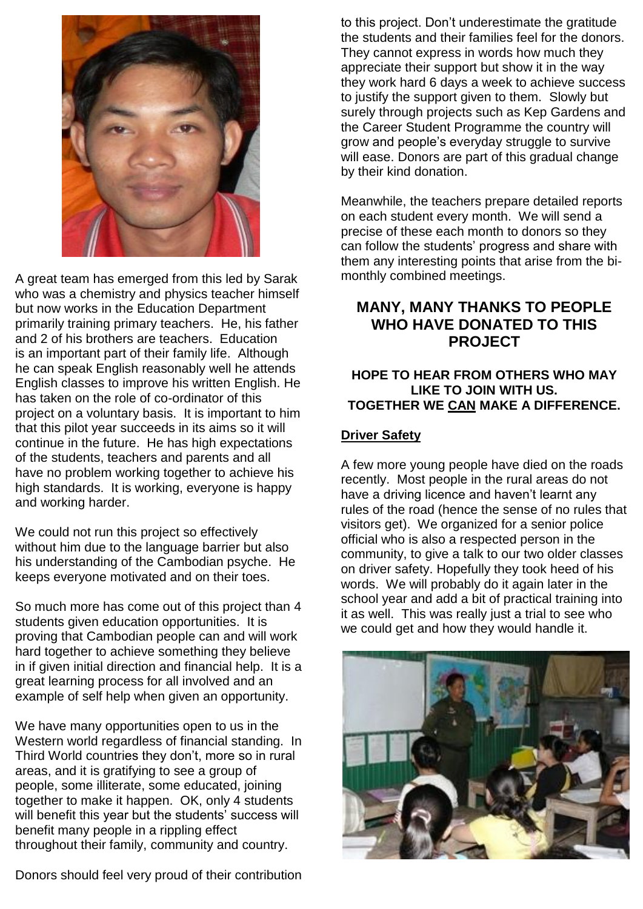A great team has emerged from this led by Sarak who was a chemistry and physics teacher himself but now works in the Education Department primarily training primary teachers. He, his father and 2 of his brothers are teachers. Education is an important part of their family life. Although he can speak English reasonably well he attends English classes to improve his written English. He has taken on the role of co-ordinator of this project on a voluntary basis. It is important to him that this pilot year succeeds in its aims so it will continue in the future. He has high expectations of the students, teachers and parents and all have no problem working together to achieve his high standards. It is working, everyone is happy and working harder.

We could not run this project so effectively without him due to the language barrier but also his understanding of the Cambodian psyche. He keeps everyone motivated and on their toes.

So much more has come out of this project than 4 students given education opportunities. It is proving that Cambodian people can and will work hard together to achieve something they believe in if given initial direction and financial help. It is a great learning process for all involved and an example of self help when given an opportunity.

We have many opportunities open to us in the Western world regardless of financial standing. In Third World countries they don't, more so in rural areas, and it is gratifying to see a group of people, some illiterate, some educated, joining together to make it happen. OK, only 4 students will benefit this year but the students' success will benefit many people in a rippling effect throughout their family, community and country.

Donors should feel very proud of their contribution to this project. Don't underestimate the gratitude the students and their families feel for the donors. They cannot express in words how much they appreciate their support but show it in the way they work hard 6 days a week to achieve success to justify the support given to them. Slowly but surely through projects such as Kep Gardens and the Career Student Programme the country will grow and people's everyday struggle to survive will ease. Donors are part of this gradual change by their kind donation.

Meanwhile, the teachers prepare detailed reports on each student every month. We will send a precise of these each month to donors so they can follow the students' progress and share with them any interesting points that arise from the bi-monthly combined meetings.

## MANY, MANY THANKS TO PEOPLE WHO HAVE DONATED TO THIS PROJECT

**HOPE TO HEAR FROM OTHERS WHO MAY LIKE TO JOIN WITH US.**
**TOGETHER WE <u>CAN</u> MAKE A DIFFERENCE.**

**<u>Driver Safety</u>**

A few more young people have died on the roads recently. Most people in the rural areas do not have a driving licence and haven't learnt any rules of the road (hence the sense of no rules that visitors get). We organized for a senior police official who is also a respected person in the community, to give a talk to our two older classes on driver safety. Hopefully they took heed of his words. We will probably do it again later in the school year and add a bit of practical training into it as well. This was really just a trial to see who we could get and how they would handle it.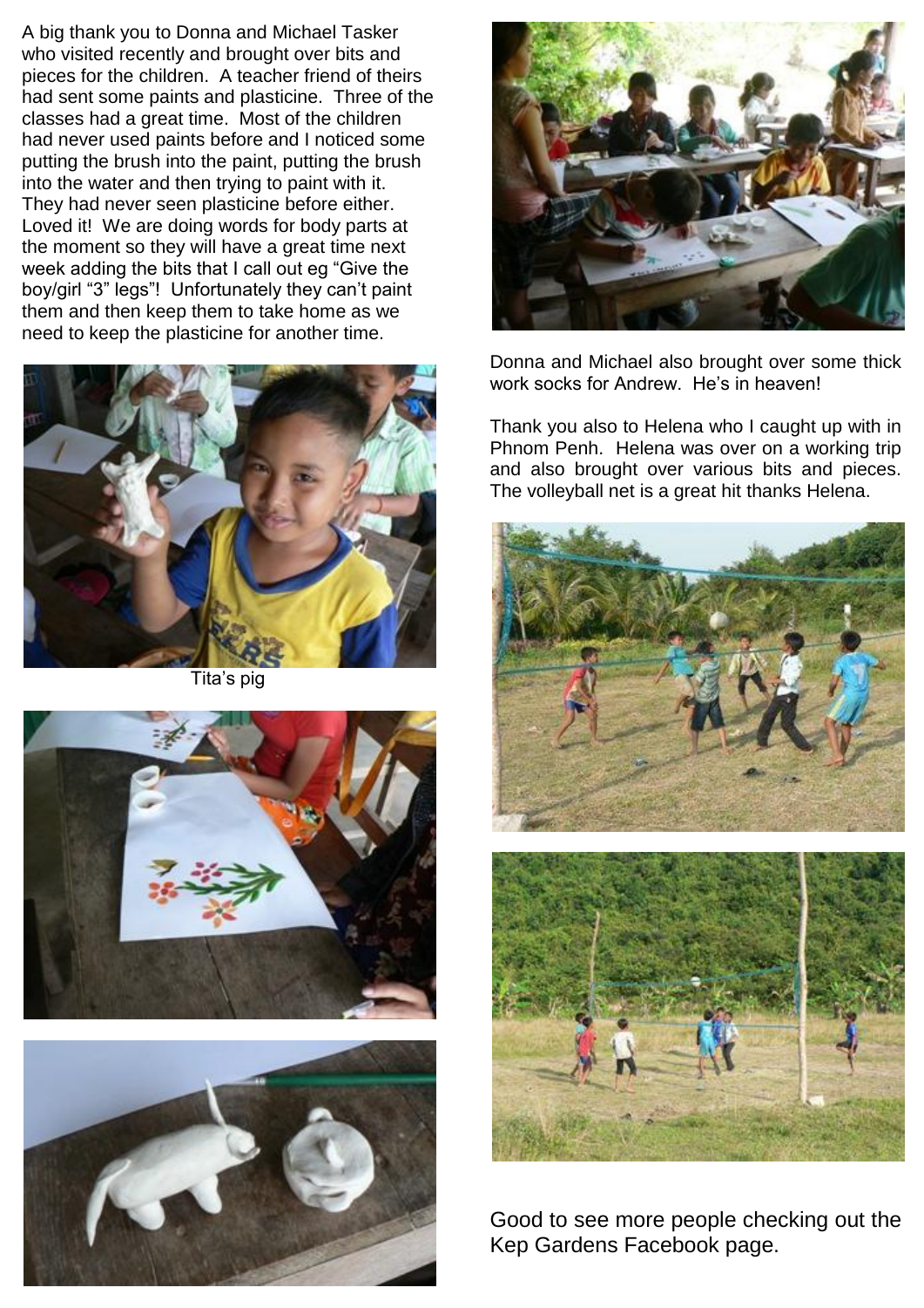A big thank you to Donna and Michael Tasker who visited recently and brought over bits and pieces for the children. A teacher friend of theirs had sent some paints and plasticine. Three of the classes had a great time. Most of the children had never used paints before and I noticed some putting the brush into the paint, putting the brush into the water and then trying to paint with it. They had never seen plasticine before either. Loved it! We are doing words for body parts at the moment so they will have a great time next week adding the bits that I call out eg "Give the boy/girl "3" legs"! Unfortunately they can't paint them and then keep them to take home as we need to keep the plasticine for another time.

Tita's pig

Donna and Michael also brought over some thick work socks for Andrew. He's in heaven!

Thank you also to Helena who I caught up with in Phnom Penh. Helena was over on a working trip and also brought over various bits and pieces. The volleyball net is a great hit thanks Helena.

Good to see more people checking out the Kep Gardens Facebook page.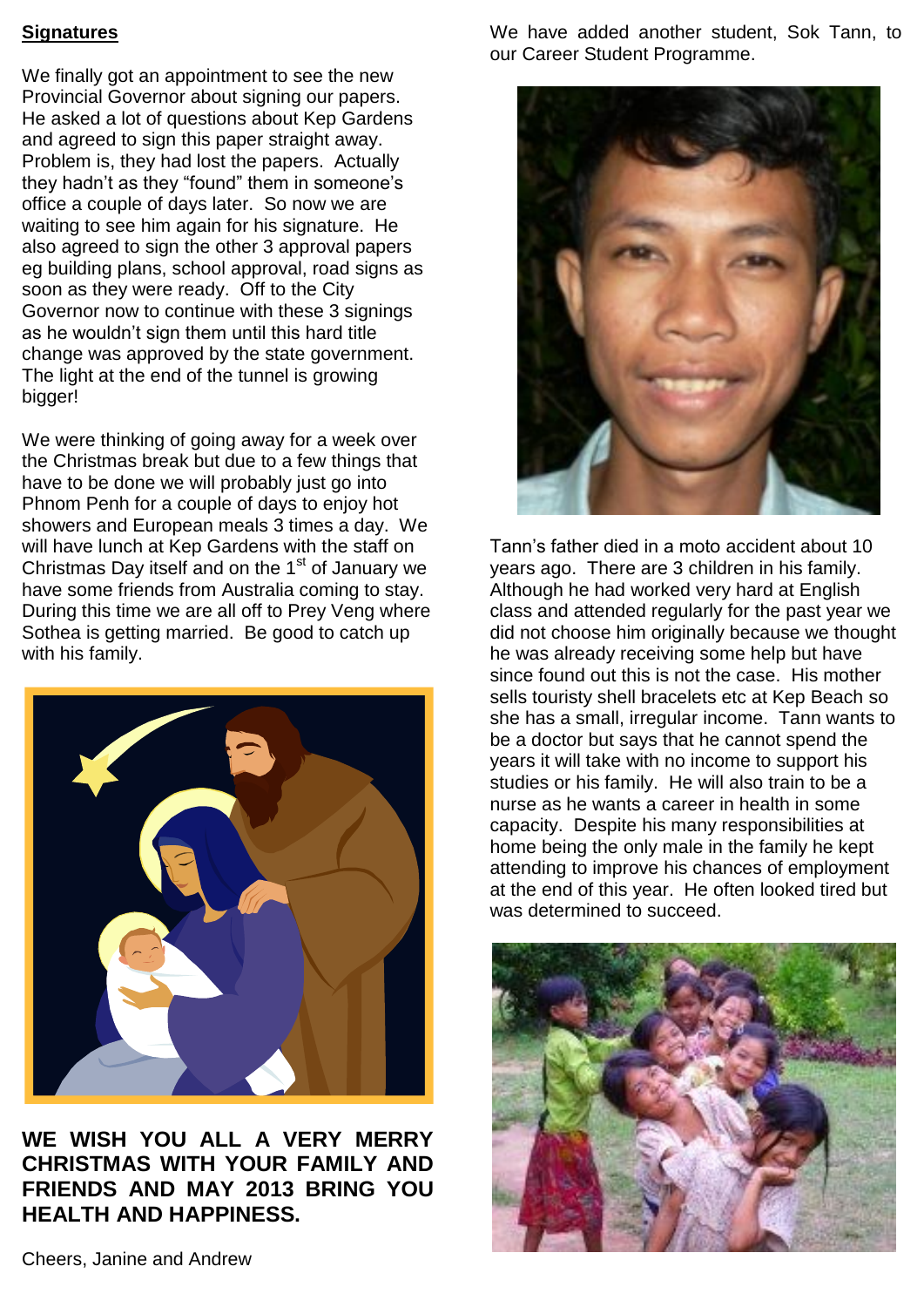## Signatures

We finally got an appointment to see the new Provincial Governor about signing our papers. He asked a lot of questions about Kep Gardens and agreed to sign this paper straight away. Problem is, they had lost the papers. Actually they hadn't as they "found" them in someone's office a couple of days later. So now we are waiting to see him again for his signature. He also agreed to sign the other 3 approval papers eg building plans, school approval, road signs as soon as they were ready. Off to the City Governor now to continue with these 3 signings as he wouldn't sign them until this hard title change was approved by the state government. The light at the end of the tunnel is growing bigger!

We were thinking of going away for a week over the Christmas break but due to a few things that have to be done we will probably just go into Phnom Penh for a couple of days to enjoy hot showers and European meals 3 times a day. We will have lunch at Kep Gardens with the staff on Christmas Day itself and on the 1st of January we have some friends from Australia coming to stay. During this time we are all off to Prey Veng where Sothea is getting married. Be good to catch up with his family.

**WE WISH YOU ALL A VERY MERRY CHRISTMAS WITH YOUR FAMILY AND FRIENDS AND MAY 2013 BRING YOU HEALTH AND HAPPINESS.**

Cheers, Janine and Andrew

We have added another student, Sok Tann, to our Career Student Programme.

Tann's father died in a moto accident about 10 years ago. There are 3 children in his family. Although he had worked very hard at English class and attended regularly for the past year we did not choose him originally because we thought he was already receiving some help but have since found out this is not the case. His mother sells touristy shell bracelets etc at Kep Beach so she has a small, irregular income. Tann wants to be a doctor but says that he cannot spend the years it will take with no income to support his studies or his family. He will also train to be a nurse as he wants a career in health in some capacity. Despite his many responsibilities at home being the only male in the family he kept attending to improve his chances of employment at the end of this year. He often looked tired but was determined to succeed.